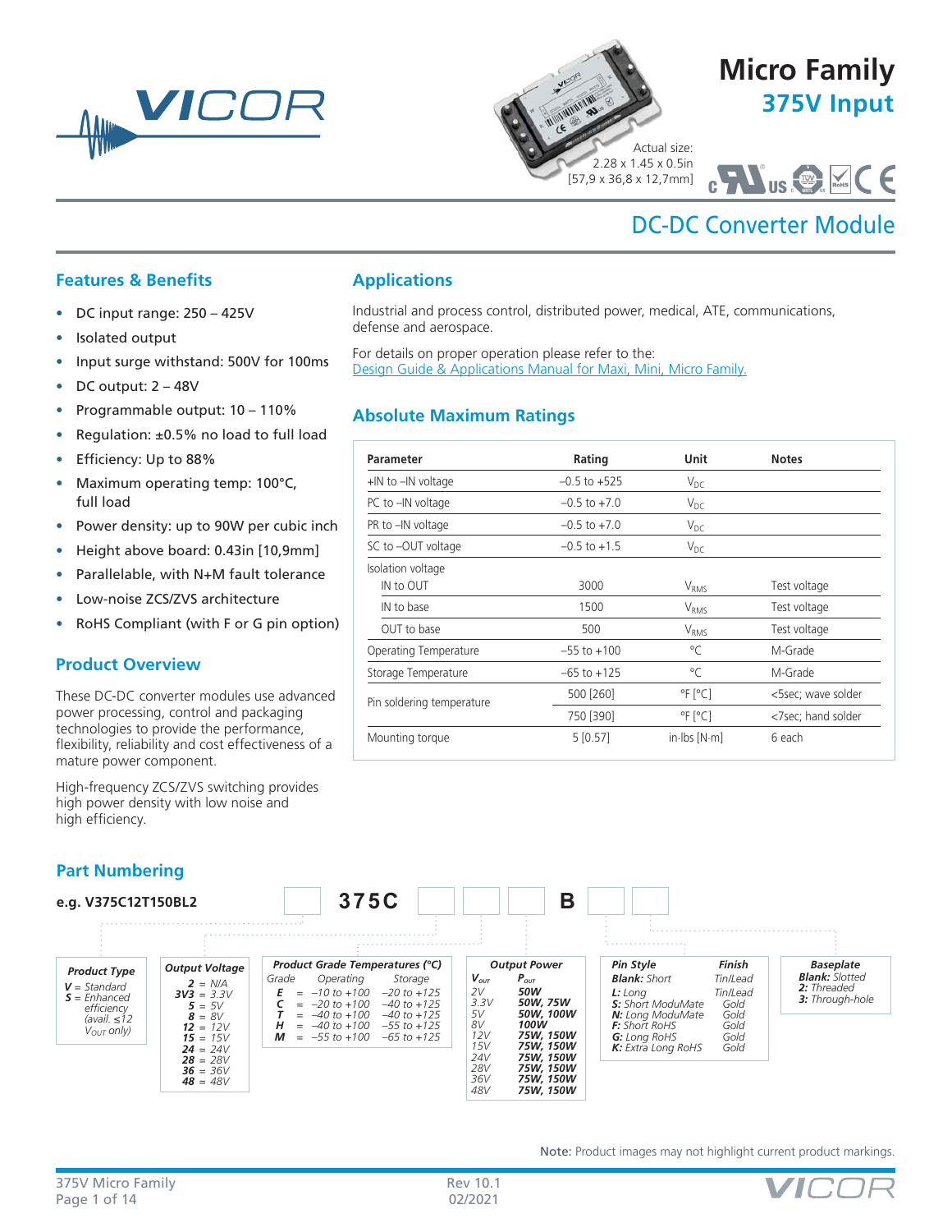# Micro Family

## 375V Input

Actual size:
2.28 x 1.45 x 0.5in
[57,9 x 36,8 x 12,7mm]

# DC-DC Converter Module

## Features & Benefits

- DC input range: 250 – 425V
- Isolated output
- Input surge withstand: 500V for 100ms
- DC output: 2 – 48V
- Programmable output: 10 – 110%
- Regulation: ±0.5% no load to full load
- Efficiency: Up to 88%
- Maximum operating temp: 100°C, full load
- Power density: up to 90W per cubic inch
- Height above board: 0.43in [10,9mm]
- Parallelable, with N+M fault tolerance
- Low-noise ZCS/ZVS architecture
- RoHS Compliant (with F or G pin option)

## Product Overview

These DC-DC converter modules use advanced power processing, control and packaging technologies to provide the performance, flexibility, reliability and cost effectiveness of a mature power component.

High-frequency ZCS/ZVS switching provides high power density with low noise and high efficiency.

## Applications

Industrial and process control, distributed power, medical, ATE, communications, defense and aerospace.

For details on proper operation please refer to the:
Design Guide & Applications Manual for Maxi, Mini, Micro Family.

## Absolute Maximum Ratings

| Parameter | Rating | Unit | Notes |
|---|---|---|---|
| +IN to –IN voltage | –0.5 to +525 | $V_{DC}$ | |
| PC to –IN voltage | –0.5 to +7.0 | $V_{DC}$ | |
| PR to –IN voltage | –0.5 to +7.0 | $V_{DC}$ | |
| SC to –OUT voltage | –0.5 to +1.5 | $V_{DC}$ | |
| Isolation voltage | | | |
| IN to OUT | 3000 | $V_{RMS}$ | Test voltage |
| IN to base | 1500 | $V_{RMS}$ | Test voltage |
| OUT to base | 500 | $V_{RMS}$ | Test voltage |
| Operating Temperature | –55 to +100 | °C | M-Grade |
| Storage Temperature | –65 to +125 | °C | M-Grade |
| Pin soldering temperature | 500 [260] | °F [°C] | <5sec; wave solder |
| | 750 [390] | °F [°C] | <7sec; hand solder |
| Mounting torque | 5 [0.57] | in·lbs [N·m] | 6 each |

## Part Numbering

**e.g. V375C12T150BL2**

[ ] **375C** [ ] [ ] [ ] **B** [ ] [ ]

**Product Type**
- **V** = Standard
- **S** = Enhanced efficiency (avail. ≤12 $V_{OUT}$ only)

**Output Voltage**
- **2** = N/A
- **3V3** = 3.3V
- **5** = 5V
- **8** = 8V
- **12** = 12V
- **15** = 15V
- **24** = 24V
- **28** = 28V
- **36** = 36V
- **48** = 48V

**Product Grade Temperatures (°C)**

| Grade | | Operating | Storage |
|---|---|---|---|
| **E** | = | –10 to +100 | –20 to +125 |
| **C** | = | –20 to +100 | –40 to +125 |
| **T** | = | –40 to +100 | –40 to +125 |
| **H** | = | –40 to +100 | –55 to +125 |
| **M** | = | –55 to +100 | –65 to +125 |

**Output Power**

| $V_{OUT}$ | $P_{OUT}$ |
|---|---|
| 2V | **50W** |
| 3.3V | **50W, 75W** |
| 5V | **50W, 100W** |
| 8V | **100W** |
| 12V | **75W, 150W** |
| 15V | **75W, 150W** |
| 24V | **75W, 150W** |
| 28V | **75W, 150W** |
| 36V | **75W, 150W** |
| 48V | **75W, 150W** |

| Pin Style | Finish |
|---|---|
| **Blank:** Short | Tin/Lead |
| **L:** Long | Tin/Lead |
| **S:** Short ModuMate | Gold |
| **N:** Long ModuMate | Gold |
| **F:** Short RoHS | Gold |
| **G:** Long RoHS | Gold |
| **K:** Extra Long RoHS | Gold |

**Baseplate**
- **Blank:** Slotted
- **2:** Threaded
- **3:** Through-hole

**Note:** Product images may not highlight current product markings.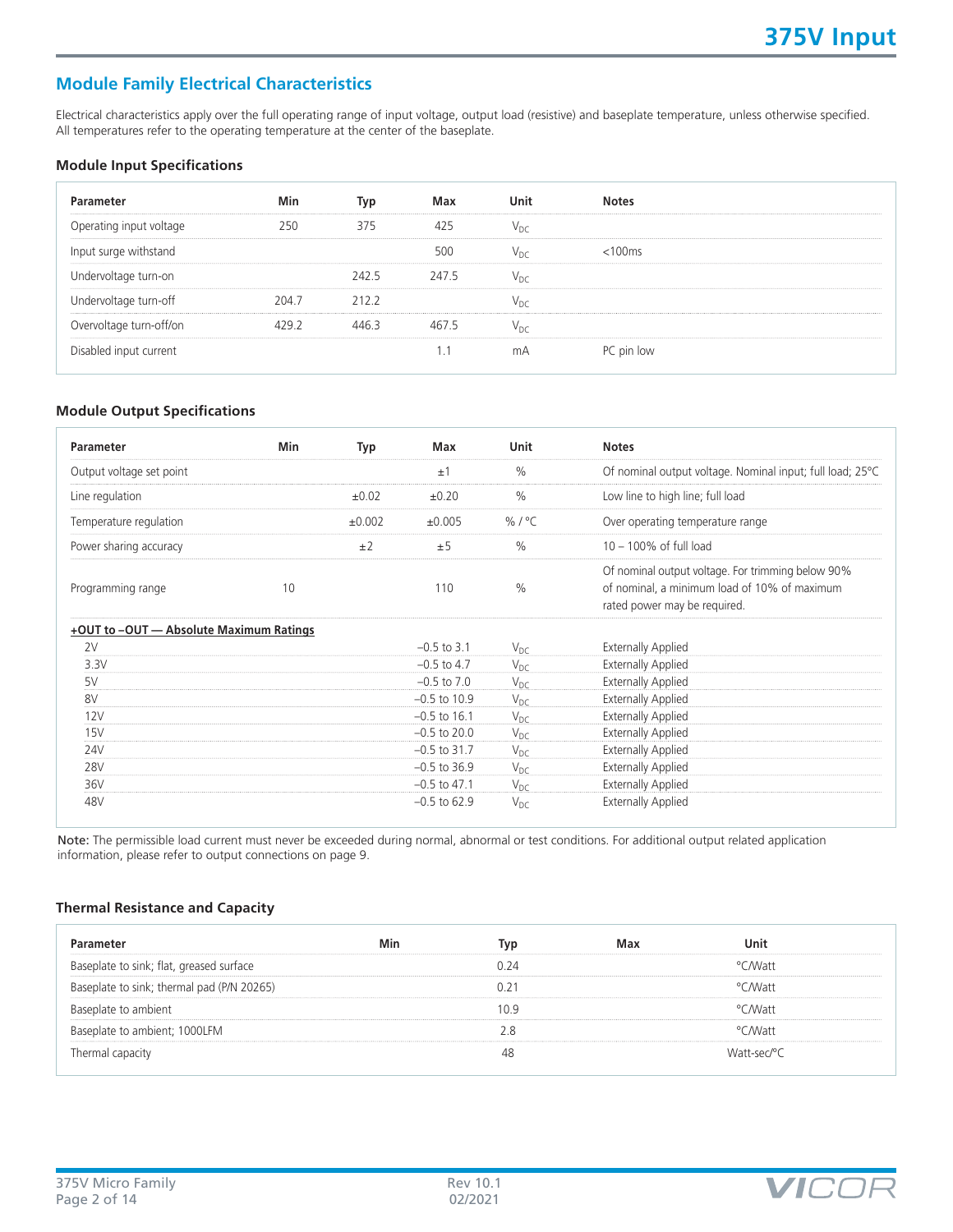## Module Family Electrical Characteristics

Electrical characteristics apply over the full operating range of input voltage, output load (resistive) and baseplate temperature, unless otherwise specified. All temperatures refer to the operating temperature at the center of the baseplate.

### Module Input Specifications

| Parameter | Min | Typ | Max | Unit | Notes |
|---|---|---|---|---|---|
| Operating input voltage | 250 | 375 | 425 | $V_{DC}$ | |
| Input surge withstand | | | 500 | $V_{DC}$ | <100ms |
| Undervoltage turn-on | | 242.5 | 247.5 | $V_{DC}$ | |
| Undervoltage turn-off | 204.7 | 212.2 | | $V_{DC}$ | |
| Overvoltage turn-off/on | 429.2 | 446.3 | 467.5 | $V_{DC}$ | |
| Disabled input current | | | 1.1 | mA | PC pin low |

### Module Output Specifications

| Parameter | Min | Typ | Max | Unit | Notes |
|---|---|---|---|---|---|
| Output voltage set point | | | ±1 | % | Of nominal output voltage. Nominal input; full load; 25°C |
| Line regulation | | ±0.02 | ±0.20 | % | Low line to high line; full load |
| Temperature regulation | | ±0.002 | ±0.005 | % / °C | Over operating temperature range |
| Power sharing accuracy | | ±2 | ±5 | % | 10 – 100% of full load |
| Programming range | 10 | | 110 | % | Of nominal output voltage. For trimming below 90% of nominal, a minimum load of 10% of maximum rated power may be required. |
| **+OUT to –OUT — Absolute Maximum Ratings** | | | | | |
| 2V | | | –0.5 to 3.1 | $V_{DC}$ | Externally Applied |
| 3.3V | | | –0.5 to 4.7 | $V_{DC}$ | Externally Applied |
| 5V | | | –0.5 to 7.0 | $V_{DC}$ | Externally Applied |
| 8V | | | –0.5 to 10.9 | $V_{DC}$ | Externally Applied |
| 12V | | | –0.5 to 16.1 | $V_{DC}$ | Externally Applied |
| 15V | | | –0.5 to 20.0 | $V_{DC}$ | Externally Applied |
| 24V | | | –0.5 to 31.7 | $V_{DC}$ | Externally Applied |
| 28V | | | –0.5 to 36.9 | $V_{DC}$ | Externally Applied |
| 36V | | | –0.5 to 47.1 | $V_{DC}$ | Externally Applied |
| 48V | | | –0.5 to 62.9 | $V_{DC}$ | Externally Applied |

**Note:** The permissible load current must never be exceeded during normal, abnormal or test conditions. For additional output related application information, please refer to output connections on page 9.

### Thermal Resistance and Capacity

| Parameter | Min | Typ | Max | Unit |
|---|---|---|---|---|
| Baseplate to sink; flat, greased surface | | 0.24 | | °C/Watt |
| Baseplate to sink; thermal pad (P/N 20265) | | 0.21 | | °C/Watt |
| Baseplate to ambient | | 10.9 | | °C/Watt |
| Baseplate to ambient; 1000LFM | | 2.8 | | °C/Watt |
| Thermal capacity | | 48 | | Watt-sec/°C |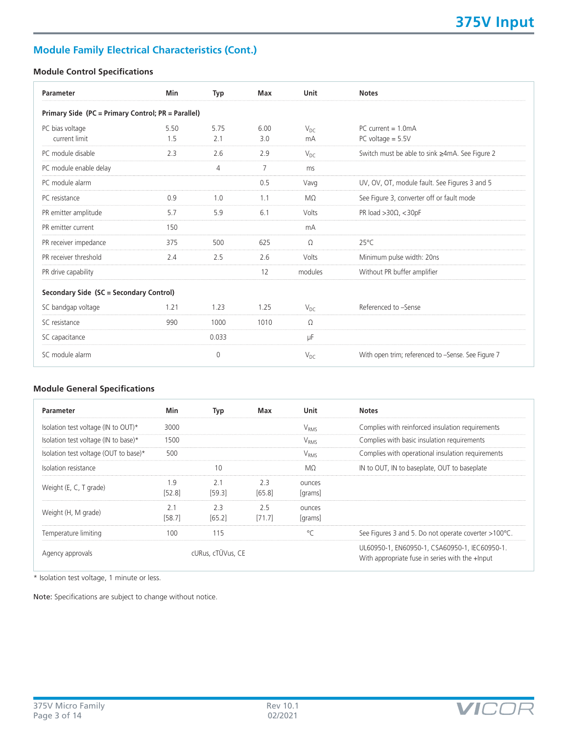## Module Family Electrical Characteristics (Cont.)

### Module Control Specifications

| Parameter | Min | Typ | Max | Unit | Notes |
|---|---|---|---|---|---|
| **Primary Side (PC = Primary Control; PR = Parallel)** | | | | | |
| PC bias voltage | 5.50 | 5.75 | 6.00 | $V_{DC}$ | PC current = 1.0mA |
| current limit | 1.5 | 2.1 | 3.0 | mA | PC voltage = 5.5V |
| PC module disable | 2.3 | 2.6 | 2.9 | $V_{DC}$ | Switch must be able to sink ≥4mA. See Figure 2 |
| PC module enable delay | | 4 | 7 | ms | |
| PC module alarm | | | 0.5 | Vavg | UV, OV, OT, module fault. See Figures 3 and 5 |
| PC resistance | 0.9 | 1.0 | 1.1 | MΩ | See Figure 3, converter off or fault mode |
| PR emitter amplitude | 5.7 | 5.9 | 6.1 | Volts | PR load >30Ω, <30pF |
| PR emitter current | 150 | | | mA | |
| PR receiver impedance | 375 | 500 | 625 | Ω | 25°C |
| PR receiver threshold | 2.4 | 2.5 | 2.6 | Volts | Minimum pulse width: 20ns |
| PR drive capability | | | 12 | modules | Without PR buffer amplifier |
| **Secondary Side (SC = Secondary Control)** | | | | | |
| SC bandgap voltage | 1.21 | 1.23 | 1.25 | $V_{DC}$ | Referenced to –Sense |
| SC resistance | 990 | 1000 | 1010 | Ω | |
| SC capacitance | | 0.033 | | µF | |
| SC module alarm | | 0 | | $V_{DC}$ | With open trim; referenced to –Sense. See Figure 7 |

### Module General Specifications

| Parameter | Min | Typ | Max | Unit | Notes |
|---|---|---|---|---|---|
| Isolation test voltage (IN to OUT)* | 3000 | | | $V_{RMS}$ | Complies with reinforced insulation requirements |
| Isolation test voltage (IN to base)* | 1500 | | | $V_{RMS}$ | Complies with basic insulation requirements |
| Isolation test voltage (OUT to base)* | 500 | | | $V_{RMS}$ | Complies with operational insulation requirements |
| Isolation resistance | | 10 | | MΩ | IN to OUT, IN to baseplate, OUT to baseplate |
| Weight (E, C, T grade) | 1.9 [52.8] | 2.1 [59.3] | 2.3 [65.8] | ounces [grams] | |
| Weight (H, M grade) | 2.1 [58.7] | 2.3 [65.2] | 2.5 [71.7] | ounces [grams] | |
| Temperature limiting | 100 | 115 | | °C | See Figures 3 and 5. Do not operate coverter >100°C. |
| Agency approvals | | cURus, cTÜVus, CE | | | UL60950-1, EN60950-1, CSA60950-1, IEC60950-1. With appropriate fuse in series with the +Input |

* Isolation test voltage, 1 minute or less.

**Note:** Specifications are subject to change without notice.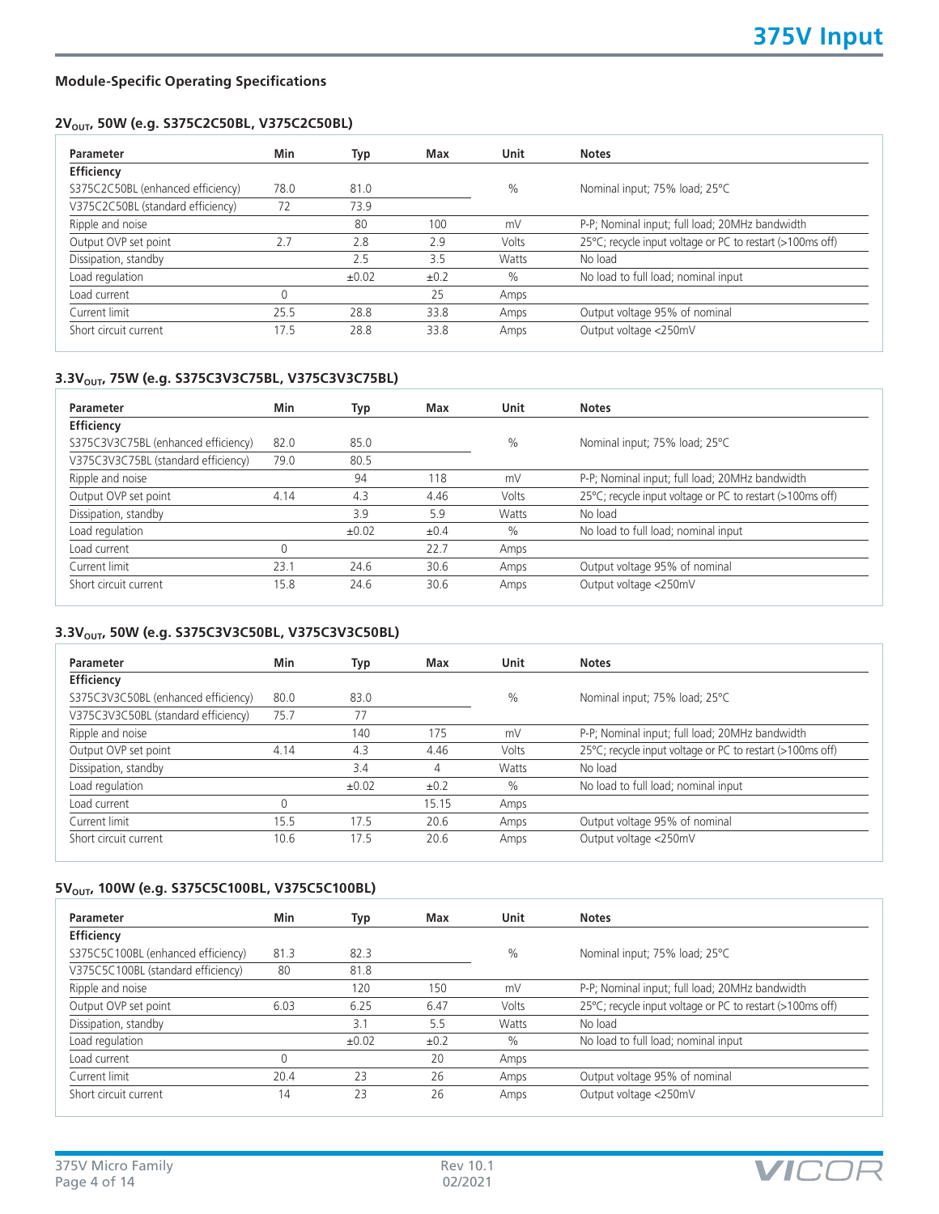## Module-Specific Operating Specifications

### $2V_{OUT}$, 50W (e.g. S375C2C50BL, V375C2C50BL)

| Parameter | Min | Typ | Max | Unit | Notes |
|---|---|---|---|---|---|
| **Efficiency** | | | | | |
| S375C2C50BL (enhanced efficiency) | 78.0 | 81.0 | | % | Nominal input; 75% load; 25°C |
| V375C2C50BL (standard efficiency) | 72 | 73.9 | | | |
| Ripple and noise | | 80 | 100 | mV | P-P; Nominal input; full load; 20MHz bandwidth |
| Output OVP set point | 2.7 | 2.8 | 2.9 | Volts | 25°C; recycle input voltage or PC to restart (>100ms off) |
| Dissipation, standby | | 2.5 | 3.5 | Watts | No load |
| Load regulation | | ±0.02 | ±0.2 | % | No load to full load; nominal input |
| Load current | 0 | | 25 | Amps | |
| Current limit | 25.5 | 28.8 | 33.8 | Amps | Output voltage 95% of nominal |
| Short circuit current | 17.5 | 28.8 | 33.8 | Amps | Output voltage <250mV |

### $3.3V_{OUT}$, 75W (e.g. S375C3V3C75BL, V375C3V3C75BL)

| Parameter | Min | Typ | Max | Unit | Notes |
|---|---|---|---|---|---|
| **Efficiency** | | | | | |
| S375C3V3C75BL (enhanced efficiency) | 82.0 | 85.0 | | % | Nominal input; 75% load; 25°C |
| V375C3V3C75BL (standard efficiency) | 79.0 | 80.5 | | | |
| Ripple and noise | | 94 | 118 | mV | P-P; Nominal input; full load; 20MHz bandwidth |
| Output OVP set point | 4.14 | 4.3 | 4.46 | Volts | 25°C; recycle input voltage or PC to restart (>100ms off) |
| Dissipation, standby | | 3.9 | 5.9 | Watts | No load |
| Load regulation | | ±0.02 | ±0.4 | % | No load to full load; nominal input |
| Load current | 0 | | 22.7 | Amps | |
| Current limit | 23.1 | 24.6 | 30.6 | Amps | Output voltage 95% of nominal |
| Short circuit current | 15.8 | 24.6 | 30.6 | Amps | Output voltage <250mV |

### $3.3V_{OUT}$, 50W (e.g. S375C3V3C50BL, V375C3V3C50BL)

| Parameter | Min | Typ | Max | Unit | Notes |
|---|---|---|---|---|---|
| **Efficiency** | | | | | |
| S375C3V3C50BL (enhanced efficiency) | 80.0 | 83.0 | | % | Nominal input; 75% load; 25°C |
| V375C3V3C50BL (standard efficiency) | 75.7 | 77 | | | |
| Ripple and noise | | 140 | 175 | mV | P-P; Nominal input; full load; 20MHz bandwidth |
| Output OVP set point | 4.14 | 4.3 | 4.46 | Volts | 25°C; recycle input voltage or PC to restart (>100ms off) |
| Dissipation, standby | | 3.4 | 4 | Watts | No load |
| Load regulation | | ±0.02 | ±0.2 | % | No load to full load; nominal input |
| Load current | 0 | | 15.15 | Amps | |
| Current limit | 15.5 | 17.5 | 20.6 | Amps | Output voltage 95% of nominal |
| Short circuit current | 10.6 | 17.5 | 20.6 | Amps | Output voltage <250mV |

### $5V_{OUT}$, 100W (e.g. S375C5C100BL, V375C5C100BL)

| Parameter | Min | Typ | Max | Unit | Notes |
|---|---|---|---|---|---|
| **Efficiency** | | | | | |
| S375C5C100BL (enhanced efficiency) | 81.3 | 82.3 | | % | Nominal input; 75% load; 25°C |
| V375C5C100BL (standard efficiency) | 80 | 81.8 | | | |
| Ripple and noise | | 120 | 150 | mV | P-P; Nominal input; full load; 20MHz bandwidth |
| Output OVP set point | 6.03 | 6.25 | 6.47 | Volts | 25°C; recycle input voltage or PC to restart (>100ms off) |
| Dissipation, standby | | 3.1 | 5.5 | Watts | No load |
| Load regulation | | ±0.02 | ±0.2 | % | No load to full load; nominal input |
| Load current | 0 | | 20 | Amps | |
| Current limit | 20.4 | 23 | 26 | Amps | Output voltage 95% of nominal |
| Short circuit current | 14 | 23 | 26 | Amps | Output voltage <250mV |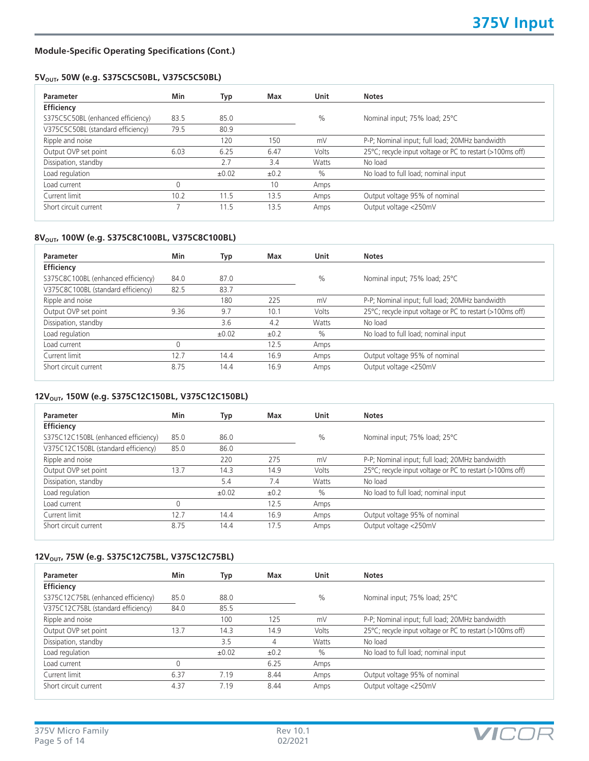### Module-Specific Operating Specifications (Cont.)

#### $5V_{OUT}$, 50W (e.g. S375C5C50BL, V375C5C50BL)

| Parameter | Min | Typ | Max | Unit | Notes |
|---|---|---|---|---|---|
| **Efficiency** | | | | | |
| S375C5C50BL (enhanced efficiency) | 83.5 | 85.0 | | % | Nominal input; 75% load; 25°C |
| V375C5C50BL (standard efficiency) | 79.5 | 80.9 | | | |
| Ripple and noise | | 120 | 150 | mV | P-P; Nominal input; full load; 20MHz bandwidth |
| Output OVP set point | 6.03 | 6.25 | 6.47 | Volts | 25°C; recycle input voltage or PC to restart (>100ms off) |
| Dissipation, standby | | 2.7 | 3.4 | Watts | No load |
| Load regulation | | ±0.02 | ±0.2 | % | No load to full load; nominal input |
| Load current | 0 | | 10 | Amps | |
| Current limit | 10.2 | 11.5 | 13.5 | Amps | Output voltage 95% of nominal |
| Short circuit current | 7 | 11.5 | 13.5 | Amps | Output voltage <250mV |

#### $8V_{OUT}$, 100W (e.g. S375C8C100BL, V375C8C100BL)

| Parameter | Min | Typ | Max | Unit | Notes |
|---|---|---|---|---|---|
| **Efficiency** | | | | | |
| S375C8C100BL (enhanced efficiency) | 84.0 | 87.0 | | % | Nominal input; 75% load; 25°C |
| V375C8C100BL (standard efficiency) | 82.5 | 83.7 | | | |
| Ripple and noise | | 180 | 225 | mV | P-P; Nominal input; full load; 20MHz bandwidth |
| Output OVP set point | 9.36 | 9.7 | 10.1 | Volts | 25°C; recycle input voltage or PC to restart (>100ms off) |
| Dissipation, standby | | 3.6 | 4.2 | Watts | No load |
| Load regulation | | ±0.02 | ±0.2 | % | No load to full load; nominal input |
| Load current | 0 | | 12.5 | Amps | |
| Current limit | 12.7 | 14.4 | 16.9 | Amps | Output voltage 95% of nominal |
| Short circuit current | 8.75 | 14.4 | 16.9 | Amps | Output voltage <250mV |

#### $12V_{OUT}$, 150W (e.g. S375C12C150BL, V375C12C150BL)

| Parameter | Min | Typ | Max | Unit | Notes |
|---|---|---|---|---|---|
| **Efficiency** | | | | | |
| S375C12C150BL (enhanced efficiency) | 85.0 | 86.0 | | % | Nominal input; 75% load; 25°C |
| V375C12C150BL (standard efficiency) | 85.0 | 86.0 | | | |
| Ripple and noise | | 220 | 275 | mV | P-P; Nominal input; full load; 20MHz bandwidth |
| Output OVP set point | 13.7 | 14.3 | 14.9 | Volts | 25°C; recycle input voltage or PC to restart (>100ms off) |
| Dissipation, standby | | 5.4 | 7.4 | Watts | No load |
| Load regulation | | ±0.02 | ±0.2 | % | No load to full load; nominal input |
| Load current | 0 | | 12.5 | Amps | |
| Current limit | 12.7 | 14.4 | 16.9 | Amps | Output voltage 95% of nominal |
| Short circuit current | 8.75 | 14.4 | 17.5 | Amps | Output voltage <250mV |

#### $12V_{OUT}$, 75W (e.g. S375C12C75BL, V375C12C75BL)

| Parameter | Min | Typ | Max | Unit | Notes |
|---|---|---|---|---|---|
| **Efficiency** | | | | | |
| S375C12C75BL (enhanced efficiency) | 85.0 | 88.0 | | % | Nominal input; 75% load; 25°C |
| V375C12C75BL (standard efficiency) | 84.0 | 85.5 | | | |
| Ripple and noise | | 100 | 125 | mV | P-P; Nominal input; full load; 20MHz bandwidth |
| Output OVP set point | 13.7 | 14.3 | 14.9 | Volts | 25°C; recycle input voltage or PC to restart (>100ms off) |
| Dissipation, standby | | 3.5 | 4 | Watts | No load |
| Load regulation | | ±0.02 | ±0.2 | % | No load to full load; nominal input |
| Load current | 0 | | 6.25 | Amps | |
| Current limit | 6.37 | 7.19 | 8.44 | Amps | Output voltage 95% of nominal |
| Short circuit current | 4.37 | 7.19 | 8.44 | Amps | Output voltage <250mV |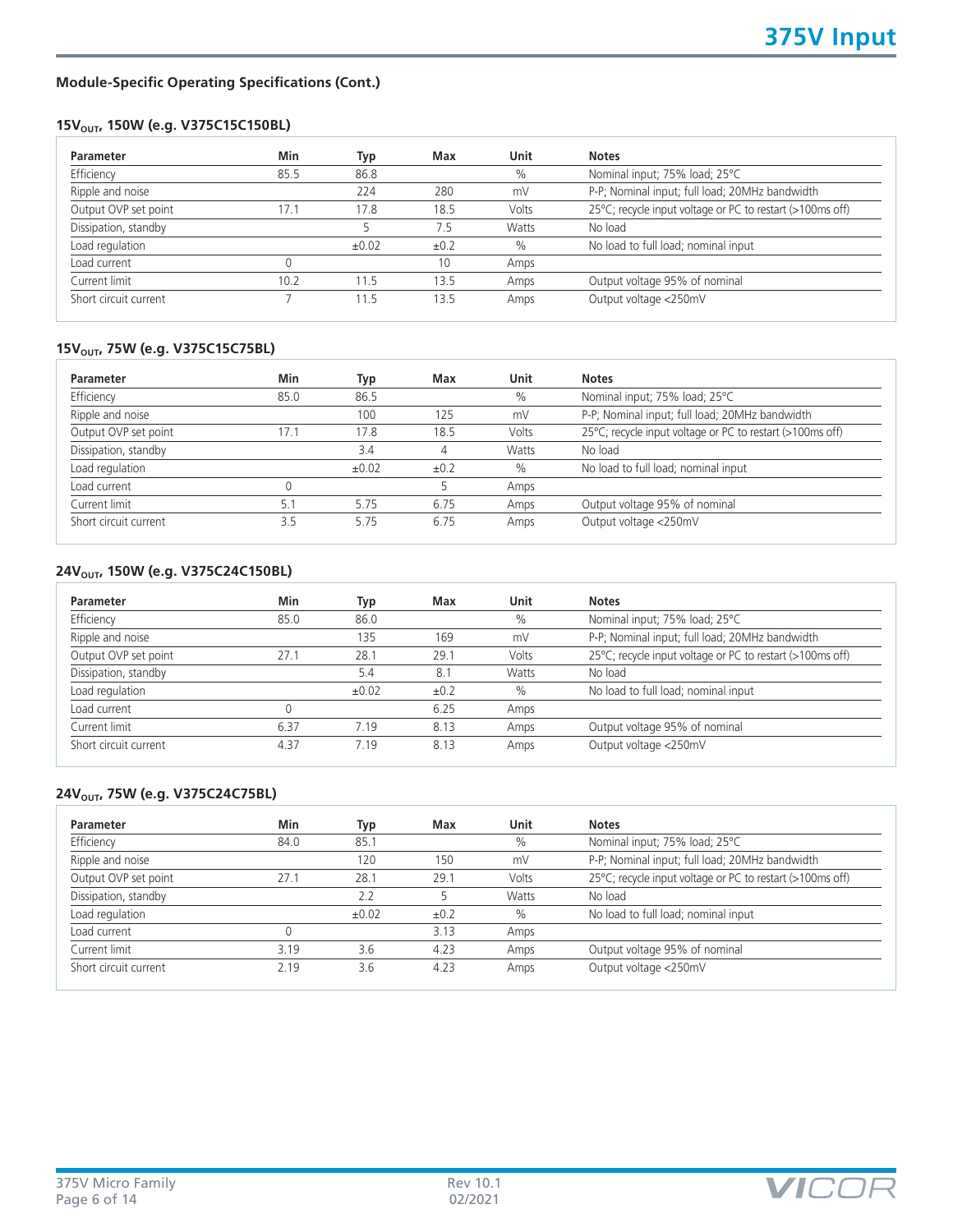## Module-Specific Operating Specifications (Cont.)

### $15V_{OUT}$, 150W (e.g. V375C15C150BL)

| Parameter | Min | Typ | Max | Unit | Notes |
|---|---|---|---|---|---|
| Efficiency | 85.5 | 86.8 | | % | Nominal input; 75% load; 25°C |
| Ripple and noise | | 224 | 280 | mV | P-P; Nominal input; full load; 20MHz bandwidth |
| Output OVP set point | 17.1 | 17.8 | 18.5 | Volts | 25°C; recycle input voltage or PC to restart (>100ms off) |
| Dissipation, standby | | 5 | 7.5 | Watts | No load |
| Load regulation | | ±0.02 | ±0.2 | % | No load to full load; nominal input |
| Load current | 0 | | 10 | Amps | |
| Current limit | 10.2 | 11.5 | 13.5 | Amps | Output voltage 95% of nominal |
| Short circuit current | 7 | 11.5 | 13.5 | Amps | Output voltage <250mV |

### $15V_{OUT}$, 75W (e.g. V375C15C75BL)

| Parameter | Min | Typ | Max | Unit | Notes |
|---|---|---|---|---|---|
| Efficiency | 85.0 | 86.5 | | % | Nominal input; 75% load; 25°C |
| Ripple and noise | | 100 | 125 | mV | P-P; Nominal input; full load; 20MHz bandwidth |
| Output OVP set point | 17.1 | 17.8 | 18.5 | Volts | 25°C; recycle input voltage or PC to restart (>100ms off) |
| Dissipation, standby | | 3.4 | 4 | Watts | No load |
| Load regulation | | ±0.02 | ±0.2 | % | No load to full load; nominal input |
| Load current | 0 | | 5 | Amps | |
| Current limit | 5.1 | 5.75 | 6.75 | Amps | Output voltage 95% of nominal |
| Short circuit current | 3.5 | 5.75 | 6.75 | Amps | Output voltage <250mV |

### $24V_{OUT}$, 150W (e.g. V375C24C150BL)

| Parameter | Min | Typ | Max | Unit | Notes |
|---|---|---|---|---|---|
| Efficiency | 85.0 | 86.0 | | % | Nominal input; 75% load; 25°C |
| Ripple and noise | | 135 | 169 | mV | P-P; Nominal input; full load; 20MHz bandwidth |
| Output OVP set point | 27.1 | 28.1 | 29.1 | Volts | 25°C; recycle input voltage or PC to restart (>100ms off) |
| Dissipation, standby | | 5.4 | 8.1 | Watts | No load |
| Load regulation | | ±0.02 | ±0.2 | % | No load to full load; nominal input |
| Load current | 0 | | 6.25 | Amps | |
| Current limit | 6.37 | 7.19 | 8.13 | Amps | Output voltage 95% of nominal |
| Short circuit current | 4.37 | 7.19 | 8.13 | Amps | Output voltage <250mV |

### $24V_{OUT}$, 75W (e.g. V375C24C75BL)

| Parameter | Min | Typ | Max | Unit | Notes |
|---|---|---|---|---|---|
| Efficiency | 84.0 | 85.1 | | % | Nominal input; 75% load; 25°C |
| Ripple and noise | | 120 | 150 | mV | P-P; Nominal input; full load; 20MHz bandwidth |
| Output OVP set point | 27.1 | 28.1 | 29.1 | Volts | 25°C; recycle input voltage or PC to restart (>100ms off) |
| Dissipation, standby | | 2.2 | 5 | Watts | No load |
| Load regulation | | ±0.02 | ±0.2 | % | No load to full load; nominal input |
| Load current | 0 | | 3.13 | Amps | |
| Current limit | 3.19 | 3.6 | 4.23 | Amps | Output voltage 95% of nominal |
| Short circuit current | 2.19 | 3.6 | 4.23 | Amps | Output voltage <250mV |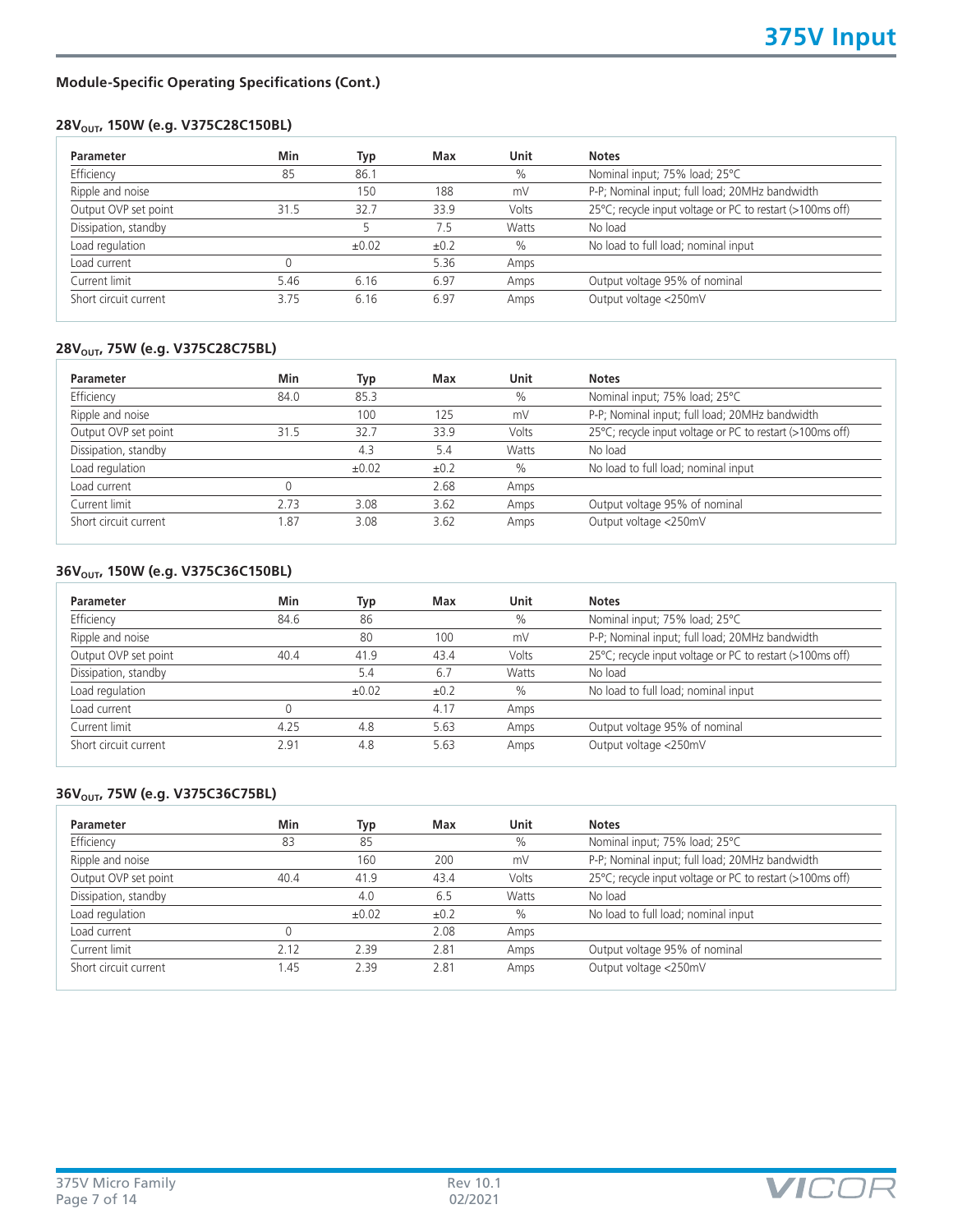## Module-Specific Operating Specifications (Cont.)

### 28$V_{OUT}$, 150W (e.g. V375C28C150BL)

| Parameter | Min | Typ | Max | Unit | Notes |
|---|---|---|---|---|---|
| Efficiency | 85 | 86.1 | | % | Nominal input; 75% load; 25°C |
| Ripple and noise | | 150 | 188 | mV | P-P; Nominal input; full load; 20MHz bandwidth |
| Output OVP set point | 31.5 | 32.7 | 33.9 | Volts | 25°C; recycle input voltage or PC to restart (>100ms off) |
| Dissipation, standby | | 5 | 7.5 | Watts | No load |
| Load regulation | | ±0.02 | ±0.2 | % | No load to full load; nominal input |
| Load current | 0 | | 5.36 | Amps | |
| Current limit | 5.46 | 6.16 | 6.97 | Amps | Output voltage 95% of nominal |
| Short circuit current | 3.75 | 6.16 | 6.97 | Amps | Output voltage <250mV |

### 28$V_{OUT}$, 75W (e.g. V375C28C75BL)

| Parameter | Min | Typ | Max | Unit | Notes |
|---|---|---|---|---|---|
| Efficiency | 84.0 | 85.3 | | % | Nominal input; 75% load; 25°C |
| Ripple and noise | | 100 | 125 | mV | P-P; Nominal input; full load; 20MHz bandwidth |
| Output OVP set point | 31.5 | 32.7 | 33.9 | Volts | 25°C; recycle input voltage or PC to restart (>100ms off) |
| Dissipation, standby | | 4.3 | 5.4 | Watts | No load |
| Load regulation | | ±0.02 | ±0.2 | % | No load to full load; nominal input |
| Load current | 0 | | 2.68 | Amps | |
| Current limit | 2.73 | 3.08 | 3.62 | Amps | Output voltage 95% of nominal |
| Short circuit current | 1.87 | 3.08 | 3.62 | Amps | Output voltage <250mV |

### 36$V_{OUT}$, 150W (e.g. V375C36C150BL)

| Parameter | Min | Typ | Max | Unit | Notes |
|---|---|---|---|---|---|
| Efficiency | 84.6 | 86 | | % | Nominal input; 75% load; 25°C |
| Ripple and noise | | 80 | 100 | mV | P-P; Nominal input; full load; 20MHz bandwidth |
| Output OVP set point | 40.4 | 41.9 | 43.4 | Volts | 25°C; recycle input voltage or PC to restart (>100ms off) |
| Dissipation, standby | | 5.4 | 6.7 | Watts | No load |
| Load regulation | | ±0.02 | ±0.2 | % | No load to full load; nominal input |
| Load current | 0 | | 4.17 | Amps | |
| Current limit | 4.25 | 4.8 | 5.63 | Amps | Output voltage 95% of nominal |
| Short circuit current | 2.91 | 4.8 | 5.63 | Amps | Output voltage <250mV |

### 36$V_{OUT}$, 75W (e.g. V375C36C75BL)

| Parameter | Min | Typ | Max | Unit | Notes |
|---|---|---|---|---|---|
| Efficiency | 83 | 85 | | % | Nominal input; 75% load; 25°C |
| Ripple and noise | | 160 | 200 | mV | P-P; Nominal input; full load; 20MHz bandwidth |
| Output OVP set point | 40.4 | 41.9 | 43.4 | Volts | 25°C; recycle input voltage or PC to restart (>100ms off) |
| Dissipation, standby | | 4.0 | 6.5 | Watts | No load |
| Load regulation | | ±0.02 | ±0.2 | % | No load to full load; nominal input |
| Load current | 0 | | 2.08 | Amps | |
| Current limit | 2.12 | 2.39 | 2.81 | Amps | Output voltage 95% of nominal |
| Short circuit current | 1.45 | 2.39 | 2.81 | Amps | Output voltage <250mV |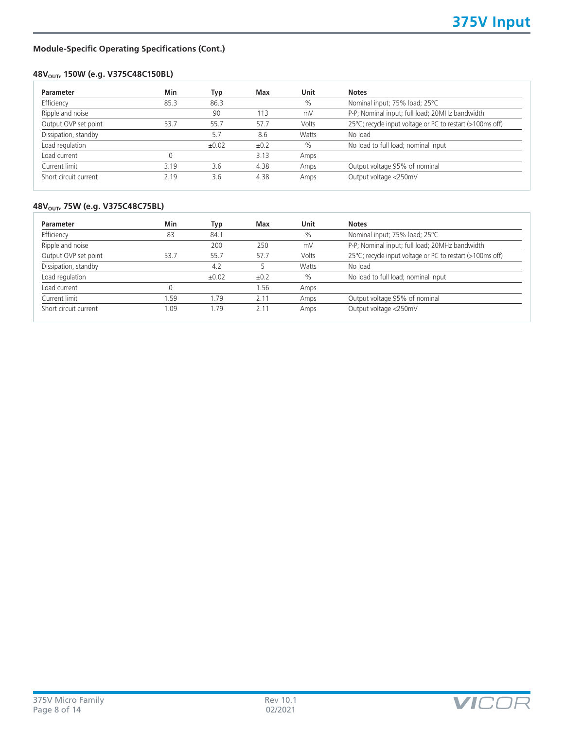## Module-Specific Operating Specifications (Cont.)

### $48V_{OUT}$, 150W (e.g. V375C48C150BL)

| Parameter | Min | Typ | Max | Unit | Notes |
|---|---|---|---|---|---|
| Efficiency | 85.3 | 86.3 | | % | Nominal input; 75% load; 25°C |
| Ripple and noise | | 90 | 113 | mV | P-P; Nominal input; full load; 20MHz bandwidth |
| Output OVP set point | 53.7 | 55.7 | 57.7 | Volts | 25°C; recycle input voltage or PC to restart (>100ms off) |
| Dissipation, standby | | 5.7 | 8.6 | Watts | No load |
| Load regulation | | ±0.02 | ±0.2 | % | No load to full load; nominal input |
| Load current | 0 | | 3.13 | Amps | |
| Current limit | 3.19 | 3.6 | 4.38 | Amps | Output voltage 95% of nominal |
| Short circuit current | 2.19 | 3.6 | 4.38 | Amps | Output voltage <250mV |

### $48V_{OUT}$, 75W (e.g. V375C48C75BL)

| Parameter | Min | Typ | Max | Unit | Notes |
|---|---|---|---|---|---|
| Efficiency | 83 | 84.1 | | % | Nominal input; 75% load; 25°C |
| Ripple and noise | | 200 | 250 | mV | P-P; Nominal input; full load; 20MHz bandwidth |
| Output OVP set point | 53.7 | 55.7 | 57.7 | Volts | 25°C; recycle input voltage or PC to restart (>100ms off) |
| Dissipation, standby | | 4.2 | 5 | Watts | No load |
| Load regulation | | ±0.02 | ±0.2 | % | No load to full load; nominal input |
| Load current | 0 | | 1.56 | Amps | |
| Current limit | 1.59 | 1.79 | 2.11 | Amps | Output voltage 95% of nominal |
| Short circuit current | 1.09 | 1.79 | 2.11 | Amps | Output voltage <250mV |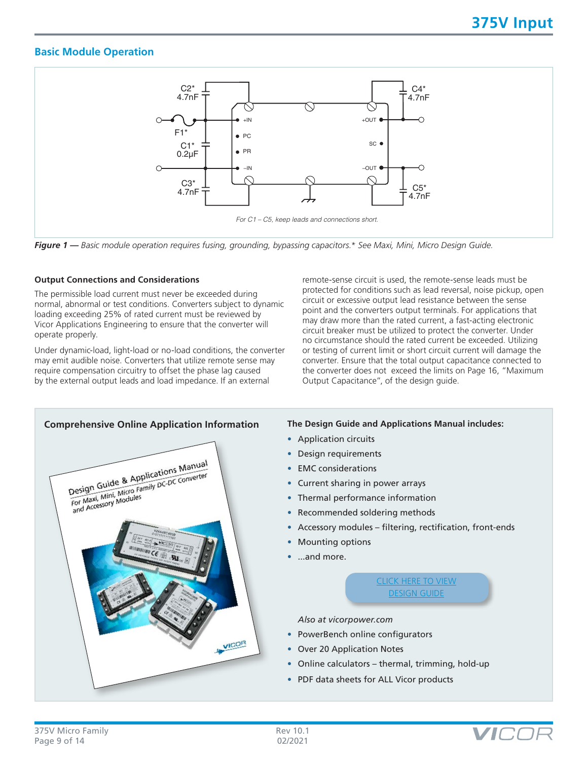## Basic Module Operation

C2* 4.7nF

C4* 4.7nF

F1*

C1* 0.2µF

C3* 4.7nF

C5* 4.7nF

+IN

PC

PR

–IN

+OUT

SC

–OUT

For C1 – C5, keep leads and connections short.

***Figure 1** — Basic module operation requires fusing, grounding, bypassing capacitors.* See Maxi, Mini, Micro Design Guide.*

### Output Connections and Considerations

The permissible load current must never be exceeded during normal, abnormal or test conditions. Converters subject to dynamic loading exceeding 25% of rated current must be reviewed by Vicor Applications Engineering to ensure that the converter will operate properly.

Under dynamic-load, light-load or no-load conditions, the converter may emit audible noise. Converters that utilize remote sense may require compensation circuitry to offset the phase lag caused by the external output leads and load impedance. If an external remote-sense circuit is used, the remote-sense leads must be protected for conditions such as lead reversal, noise pickup, open circuit or excessive output lead resistance between the sense point and the converters output terminals. For applications that may draw more than the rated current, a fast-acting electronic circuit breaker must be utilized to protect the converter. Under no circumstance should the rated current be exceeded. Utilizing or testing of current limit or short circuit current will damage the converter. Ensure that the total output capacitance connected to the converter does not exceed the limits on Page 16, "Maximum Output Capacitance", of the design guide.

### Comprehensive Online Application Information

Design Guide & Applications Manual
For Maxi, Mini, Micro Family DC-DC Converter and Accessory Modules

**The Design Guide and Applications Manual includes:**

- Application circuits
- Design requirements
- EMC considerations
- Current sharing in power arrays
- Thermal performance information
- Recommended soldering methods
- Accessory modules – filtering, rectification, front-ends
- Mounting options
- ...and more.

CLICK HERE TO VIEW DESIGN GUIDE

*Also at vicorpower.com*

- PowerBench online configurators
- Over 20 Application Notes
- Online calculators – thermal, trimming, hold-up
- PDF data sheets for ALL Vicor products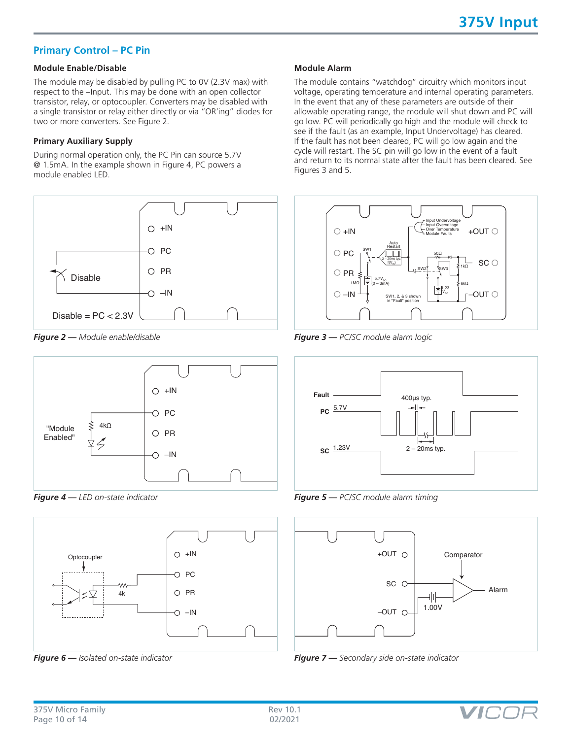## Primary Control – PC Pin

### Module Enable/Disable

The module may be disabled by pulling PC to 0V (2.3V max) with respect to the –Input. This may be done with an open collector transistor, relay, or optocoupler. Converters may be disabled with a single transistor or relay either directly or via "OR'ing" diodes for two or more converters. See Figure 2.

### Primary Auxiliary Supply

During normal operation only, the PC Pin can source 5.7V @ 1.5mA. In the example shown in Figure 4, PC powers a module enabled LED.

### Module Alarm

The module contains "watchdog" circuitry which monitors input voltage, operating temperature and internal operating parameters. In the event that any of these parameters are outside of their allowable operating range, the module will shut down and PC will go low. PC will periodically go high and the module will check to see if the fault (as an example, Input Undervoltage) has cleared. If the fault has not been cleared, PC will go low again and the cycle will restart. The SC pin will go low in the event of a fault and return to its normal state after the fault has been cleared. See Figures 3 and 5.

***Figure 2*** *— Module enable/disable*

***Figure 3*** *— PC/SC module alarm logic*

***Figure 4*** *— LED on-state indicator*

***Figure 5*** *— PC/SC module alarm timing*

***Figure 6*** *— Isolated on-state indicator*

***Figure 7*** *— Secondary side on-state indicator*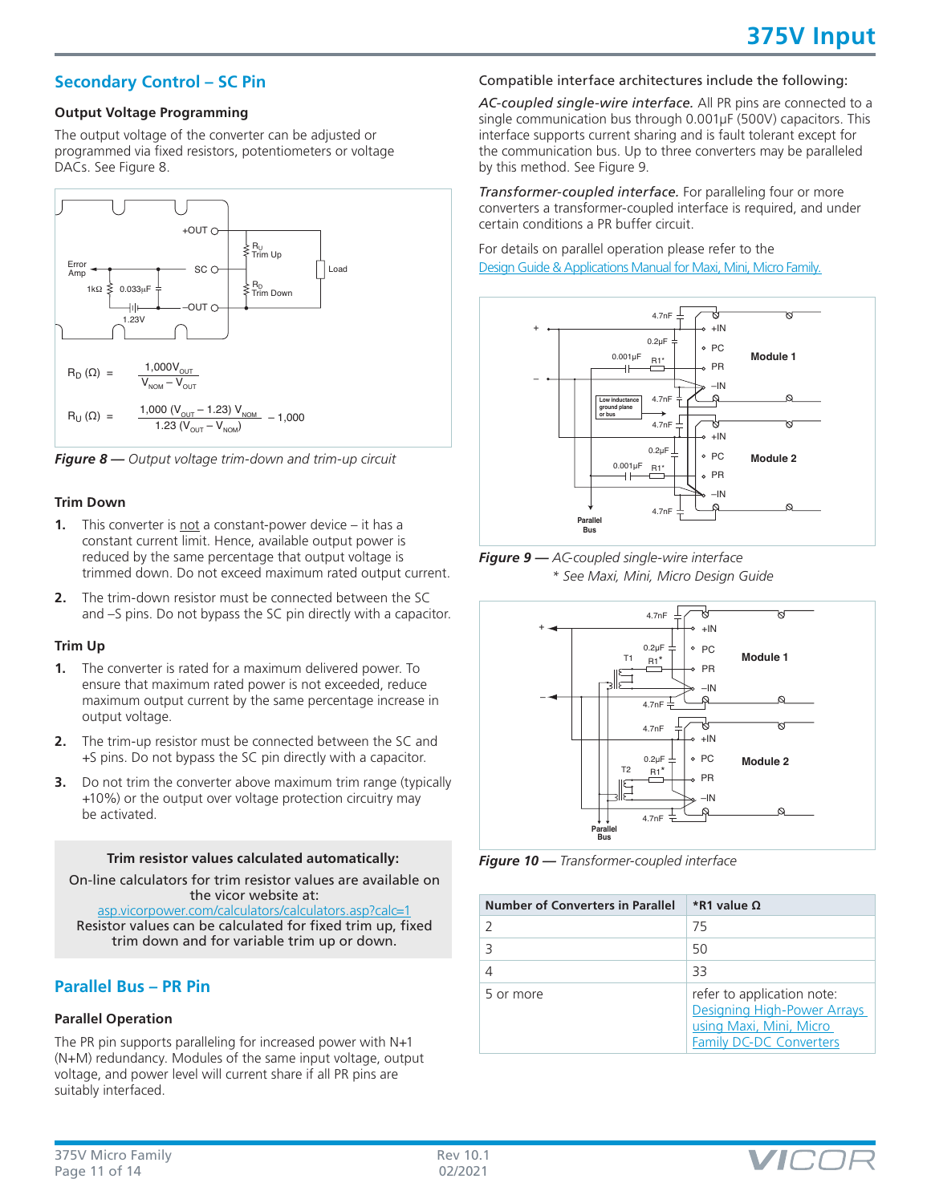## Secondary Control – SC Pin

### Output Voltage Programming

The output voltage of the converter can be adjusted or programmed via fixed resistors, potentiometers or voltage DACs. See Figure 8.

$$R_D\ (\Omega) = \frac{1{,}000 V_{OUT}}{V_{NOM} - V_{OUT}}$$

$$R_U\ (\Omega) = \frac{1{,}000\ (V_{OUT} - 1.23)\ V_{NOM}}{1.23\ (V_{OUT} - V_{NOM})} - 1{,}000$$

***Figure 8** — Output voltage trim-down and trim-up circuit*

### Trim Down

1. This converter is not a constant-power device – it has a constant current limit. Hence, available output power is reduced by the same percentage that output voltage is trimmed down. Do not exceed maximum rated output current.
2. The trim-down resistor must be connected between the SC and –S pins. Do not bypass the SC pin directly with a capacitor.

### Trim Up

1. The converter is rated for a maximum delivered power. To ensure that maximum rated power is not exceeded, reduce maximum output current by the same percentage increase in output voltage.
2. The trim-up resistor must be connected between the SC and +S pins. Do not bypass the SC pin directly with a capacitor.
3. Do not trim the converter above maximum trim range (typically +10%) or the output over voltage protection circuitry may be activated.

**Trim resistor values calculated automatically:**

On-line calculators for trim resistor values are available on the vicor website at:
asp.vicorpower.com/calculators/calculators.asp?calc=1
Resistor values can be calculated for fixed trim up, fixed trim down and for variable trim up or down.

## Parallel Bus – PR Pin

### Parallel Operation

The PR pin supports paralleling for increased power with N+1 (N+M) redundancy. Modules of the same input voltage, output voltage, and power level will current share if all PR pins are suitably interfaced.

Compatible interface architectures include the following:

*AC-coupled single-wire interface.* All PR pins are connected to a single communication bus through 0.001µF (500V) capacitors. This interface supports current sharing and is fault tolerant except for the communication bus. Up to three converters may be paralleled by this method. See Figure 9.

*Transformer-coupled interface.* For paralleling four or more converters a transformer-coupled interface is required, and under certain conditions a PR buffer circuit.

For details on parallel operation please refer to the Design Guide & Applications Manual for Maxi, Mini, Micro Family.

***Figure 9** — AC-coupled single-wire interface*
*\* See Maxi, Mini, Micro Design Guide*

***Figure 10** — Transformer-coupled interface*

| Number of Converters in Parallel | *R1 value Ω |
|---|---|
| 2 | 75 |
| 3 | 50 |
| 4 | 33 |
| 5 or more | refer to application note: Designing High-Power Arrays using Maxi, Mini, Micro Family DC-DC Converters |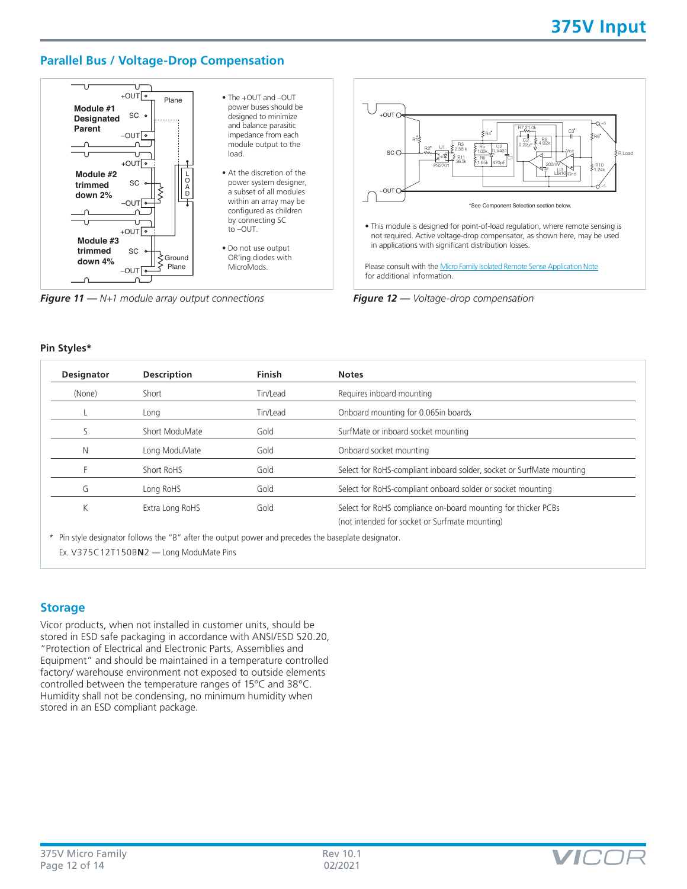## Parallel Bus / Voltage-Drop Compensation

- The +OUT and –OUT power buses should be designed to minimize and balance parasitic impedance from each module output to the load.
- At the discretion of the power system designer, a subset of all modules within an array may be configured as children by connecting SC to –OUT.
- Do not use output OR'ing diodes with MicroMods.

*Figure 11 — N+1 module array output connections*

*See Component Selection section below.

- This module is designed for point-of-load regulation, where remote sensing is not required. Active voltage-drop compensator, as shown here, may be used in applications with significant distribution losses.

Please consult with the Micro Family Isolated Remote Sense Application Note for additional information.

*Figure 12 — Voltage-drop compensation*

### Pin Styles*

| Designator | Description | Finish | Notes |
|---|---|---|---|
| (None) | Short | Tin/Lead | Requires inboard mounting |
| L | Long | Tin/Lead | Onboard mounting for 0.065in boards |
| S | Short ModuMate | Gold | SurfMate or inboard socket mounting |
| N | Long ModuMate | Gold | Onboard socket mounting |
| F | Short RoHS | Gold | Select for RoHS-compliant inboard solder, socket or SurfMate mounting |
| G | Long RoHS | Gold | Select for RoHS-compliant onboard solder or socket mounting |
| K | Extra Long RoHS | Gold | Select for RoHS compliance on-board mounting for thicker PCBs (not intended for socket or Surfmate mounting) |

* Pin style designator follows the "B" after the output power and precedes the baseplate designator.
Ex. V375C12T150B**N**2 — Long ModuMate Pins

## Storage

Vicor products, when not installed in customer units, should be stored in ESD safe packaging in accordance with ANSI/ESD S20.20, "Protection of Electrical and Electronic Parts, Assemblies and Equipment" and should be maintained in a temperature controlled factory/ warehouse environment not exposed to outside elements controlled between the temperature ranges of 15°C and 38°C. Humidity shall not be condensing, no minimum humidity when stored in an ESD compliant package.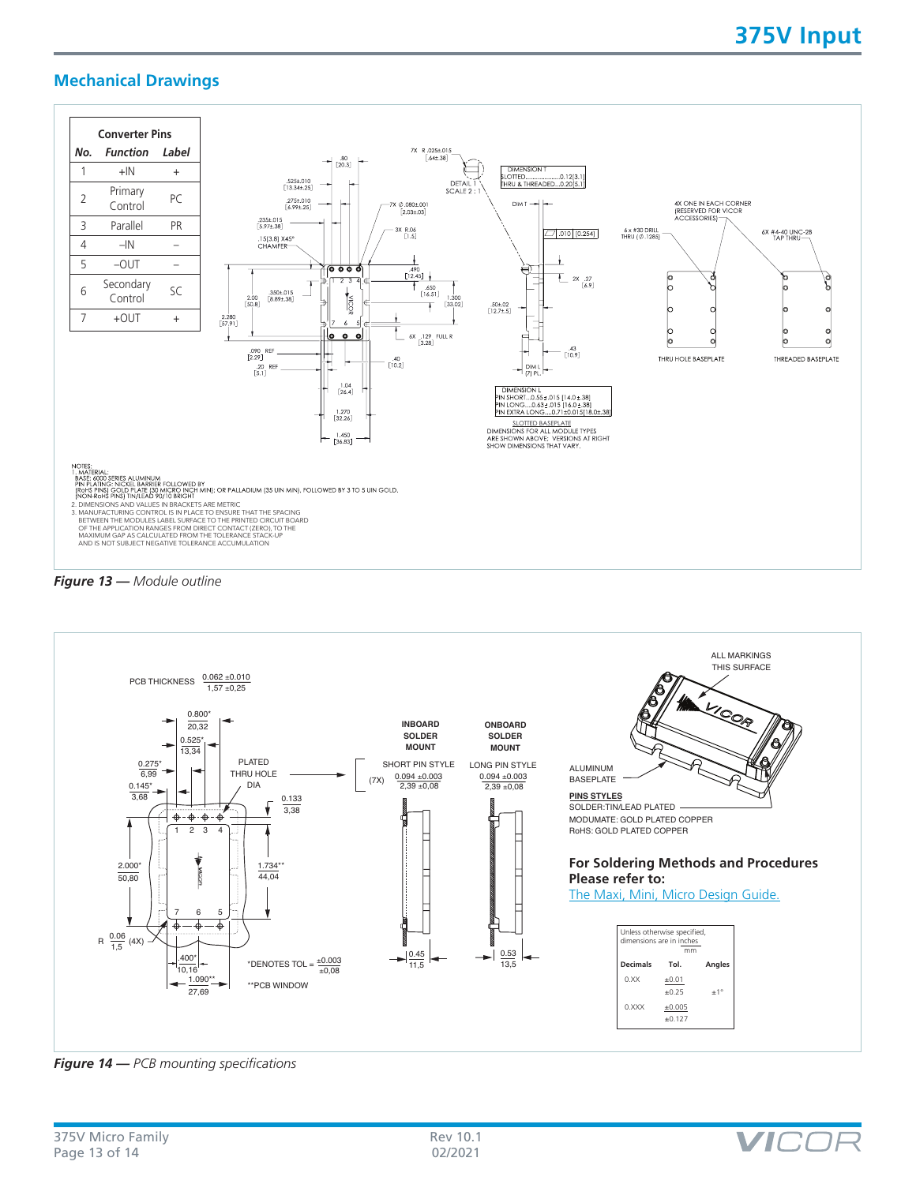## Mechanical Drawings

| Converter Pins | | |
|---|---|---|
| **No.** | **Function** | **Label** |
| 1 | +IN | + |
| 2 | Primary Control | PC |
| 3 | Parallel | PR |
| 4 | –IN | – |
| 5 | –OUT | – |
| 6 | Secondary Control | SC |
| 7 | +OUT | + |

NOTES:
1. MATERIAL:
BASE: 6000 SERIES ALUMINUM
PIN PLATING: NICKEL BARRIER FOLLOWED BY
[RoHS PINS] GOLD PLATE (30 MICRO INCH MIN); OR PALLADIUM (35 UIN MIN), FOLLOWED BY 3 TO 5 UIN GOLD.
[NON-RoHS PINS] TIN/LEAD 90/10 BRIGHT
2. DIMENSIONS AND VALUES IN BRACKETS ARE METRIC
3. MANUFACTURING CONTROL IS IN PLACE TO ENSURE THAT THE SPACING BETWEEN THE MODULES LABEL SURFACE TO THE PRINTED CIRCUIT BOARD OF THE APPLICATION RANGES FROM DIRECT CONTACT (ZERO), TO THE MAXIMUM GAP AS CALCULATED FROM THE TOLERANCE STACK-UP AND IS NOT SUBJECT NEGATIVE TOLERANCE ACCUMULATION

DIMENSION T
SLOTTED.....................0.12[3.1]
THRU & THREADED...0.20[5.1]

DIMENSION L
PIN SHORT...0.55±.015 [14.0±.38]
PIN LONG....0.63±.015 [16.0±.38]
PIN EXTRA LONG....0.71±0.015[18.0±.38]

SLOTTED BASEPLATE
DIMENSIONS FOR ALL MODULE TYPES ARE SHOWN ABOVE; VERSIONS AT RIGHT SHOW DIMENSIONS THAT VARY.

THRU HOLE BASEPLATE — THREADED BASEPLATE

*Figure 13* — *Module outline*

PCB THICKNESS 0.062 ±0.010 [1,57 ±0,25]

| INBOARD SOLDER MOUNT | ONBOARD SOLDER MOUNT |
|---|---|
| SHORT PIN STYLE | LONG PIN STYLE |
| (7X) 0.094 ±0.003 [2,39 ±0,08] | 0.094 ±0.003 [2,39 ±0,08] |

*DENOTES TOL = ±0.003 [±0,08]

**PCB WINDOW

ALL MARKINGS THIS SURFACE

ALUMINUM BASEPLATE

**PINS STYLES**
SOLDER: TIN/LEAD PLATED
MODUMATE: GOLD PLATED COPPER
RoHS: GOLD PLATED COPPER

### For Soldering Methods and Procedures Please refer to:

The Maxi, Mini, Micro Design Guide.

Unless otherwise specified, dimensions are in inches [mm]

| Decimals | Tol. | Angles |
|---|---|---|
| 0.XX | ±0.01 [±0.25] | ±1° |
| 0.XXX | ±0.005 [±0.127] | |

*Figure 14* — *PCB mounting specifications*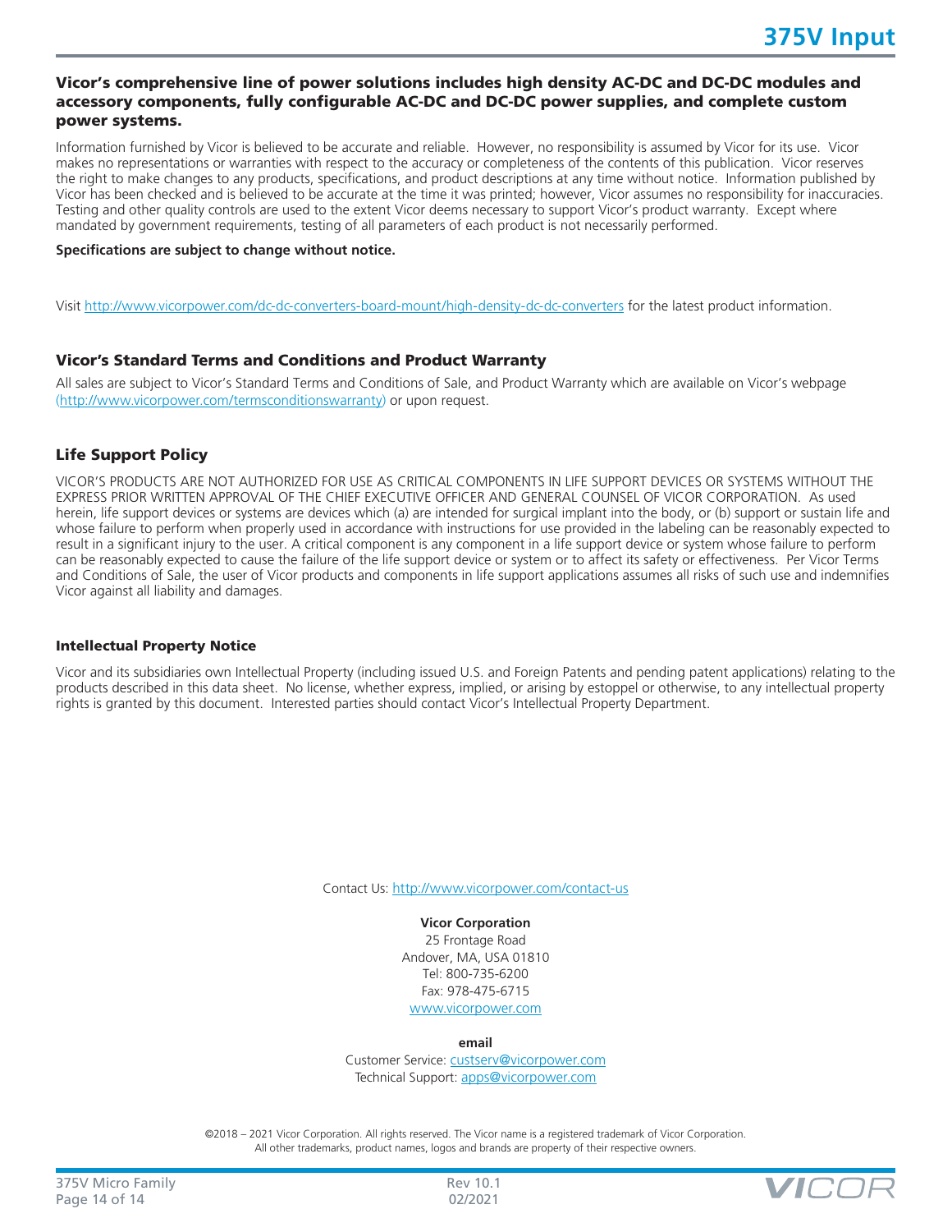**Vicor's comprehensive line of power solutions includes high density AC-DC and DC-DC modules and accessory components, fully configurable AC-DC and DC-DC power supplies, and complete custom power systems.**

Information furnished by Vicor is believed to be accurate and reliable. However, no responsibility is assumed by Vicor for its use. Vicor makes no representations or warranties with respect to the accuracy or completeness of the contents of this publication. Vicor reserves the right to make changes to any products, specifications, and product descriptions at any time without notice. Information published by Vicor has been checked and is believed to be accurate at the time it was printed; however, Vicor assumes no responsibility for inaccuracies. Testing and other quality controls are used to the extent Vicor deems necessary to support Vicor's product warranty. Except where mandated by government requirements, testing of all parameters of each product is not necessarily performed.

**Specifications are subject to change without notice.**

Visit http://www.vicorpower.com/dc-dc-converters-board-mount/high-density-dc-dc-converters for the latest product information.

## Vicor's Standard Terms and Conditions and Product Warranty

All sales are subject to Vicor's Standard Terms and Conditions of Sale, and Product Warranty which are available on Vicor's webpage (http://www.vicorpower.com/termsconditionswarranty) or upon request.

## Life Support Policy

VICOR'S PRODUCTS ARE NOT AUTHORIZED FOR USE AS CRITICAL COMPONENTS IN LIFE SUPPORT DEVICES OR SYSTEMS WITHOUT THE EXPRESS PRIOR WRITTEN APPROVAL OF THE CHIEF EXECUTIVE OFFICER AND GENERAL COUNSEL OF VICOR CORPORATION. As used herein, life support devices or systems are devices which (a) are intended for surgical implant into the body, or (b) support or sustain life and whose failure to perform when properly used in accordance with instructions for use provided in the labeling can be reasonably expected to result in a significant injury to the user. A critical component is any component in a life support device or system whose failure to perform can be reasonably expected to cause the failure of the life support device or system or to affect its safety or effectiveness. Per Vicor Terms and Conditions of Sale, the user of Vicor products and components in life support applications assumes all risks of such use and indemnifies Vicor against all liability and damages.

### Intellectual Property Notice

Vicor and its subsidiaries own Intellectual Property (including issued U.S. and Foreign Patents and pending patent applications) relating to the products described in this data sheet. No license, whether express, implied, or arising by estoppel or otherwise, to any intellectual property rights is granted by this document. Interested parties should contact Vicor's Intellectual Property Department.

Contact Us: http://www.vicorpower.com/contact-us

**Vicor Corporation**
25 Frontage Road
Andover, MA, USA 01810
Tel: 800-735-6200
Fax: 978-475-6715
www.vicorpower.com

**email**
Customer Service: custserv@vicorpower.com
Technical Support: apps@vicorpower.com

©2018 – 2021 Vicor Corporation. All rights reserved. The Vicor name is a registered trademark of Vicor Corporation.
All other trademarks, product names, logos and brands are property of their respective owners.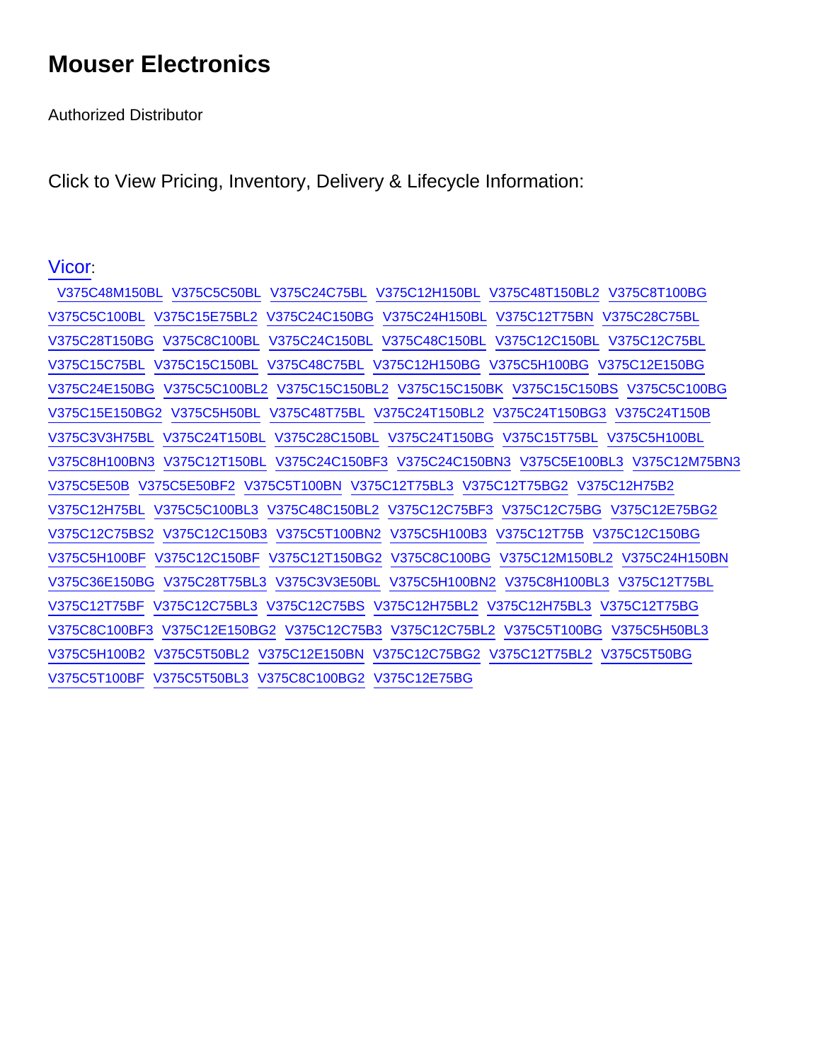# Mouser Electronics

Authorized Distributor

Click to View Pricing, Inventory, Delivery & Lifecycle Information:

Vicor:

V375C48M150BL V375C5C50BL V375C24C75BL V375C12H150BL V375C48T150BL2 V375C8T100BG V375C5C100BL V375C15E75BL2 V375C24C150BG V375C24H150BL V375C12T75BN V375C28C75BL V375C28T150BG V375C8C100BL V375C24C150BL V375C48C150BL V375C12C150BL V375C12C75BL V375C15C75BL V375C15C150BL V375C48C75BL V375C12H150BG V375C5H100BG V375C12E150BG V375C24E150BG V375C5C100BL2 V375C15C150BL2 V375C15C150BK V375C15C150BS V375C5C100BG V375C15E150BG2 V375C5H50BL V375C48T75BL V375C24T150BL2 V375C24T150BG3 V375C24T150B V375C3V3H75BL V375C24T150BL V375C28C150BL V375C24T150BG V375C15T75BL V375C5H100BL V375C8H100BN3 V375C12T150BL V375C24C150BF3 V375C24C150BN3 V375C5E100BL3 V375C12M75BN3 V375C5E50B V375C5E50BF2 V375C5T100BN V375C12T75BL3 V375C12T75BG2 V375C12H75B2 V375C12H75BL V375C5C100BL3 V375C48C150BL2 V375C12C75BF3 V375C12C75BG V375C12E75BG2 V375C12C75BS2 V375C12C150B3 V375C5T100BN2 V375C5H100B3 V375C12T75B V375C12C150BG V375C5H100BF V375C12C150BF V375C12T150BG2 V375C8C100BG V375C12M150BL2 V375C24H150BN V375C36E150BG V375C28T75BL3 V375C3V3E50BL V375C5H100BN2 V375C8H100BL3 V375C12T75BL V375C12T75BF V375C12C75BL3 V375C12C75BS V375C12H75BL2 V375C12H75BL3 V375C12T75BG V375C8C100BF3 V375C12E150BG2 V375C12C75B3 V375C12C75BL2 V375C5T100BG V375C5H50BL3 V375C5H100B2 V375C5T50BL2 V375C12E150BN V375C12C75BG2 V375C12T75BL2 V375C5T50BG V375C5T100BF V375C5T50BL3 V375C8C100BG2 V375C12E75BG